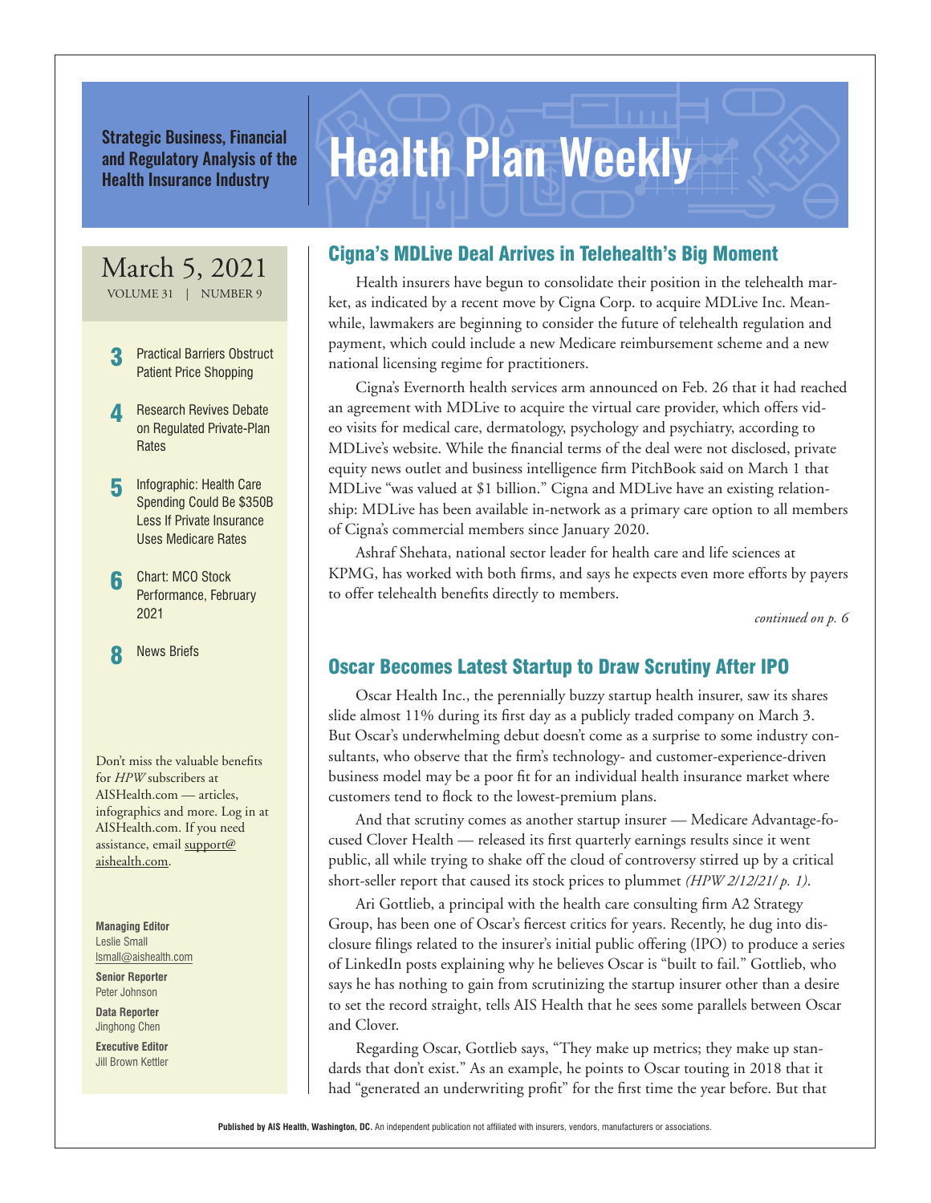Strategic Business, Financial and Regulatory Analysis of the Health Insurance Industry

# Health Plan Weekly

March 5, 2021

VOLUME 31 | NUMBER 9

- **3** Practical Barriers Obstruct Patient Price Shopping
- **4** Research Revives Debate on Regulated Private-Plan Rates
- **5** Infographic: Health Care Spending Could Be $350B Less If Private Insurance Uses Medicare Rates
- **6** Chart: MCO Stock Performance, February 2021
- **8** News Briefs

Don't miss the valuable benefits for *HPW* subscribers at AISHealth.com — articles, infographics and more. Log in at AISHealth.com. If you need assistance, email support@aishealth.com.

**Managing Editor**
Leslie Small
lsmall@aishealth.com

**Senior Reporter**
Peter Johnson

**Data Reporter**
Jinghong Chen

**Executive Editor**
Jill Brown Kettler

## Cigna's MDLive Deal Arrives in Telehealth's Big Moment

Health insurers have begun to consolidate their position in the telehealth market, as indicated by a recent move by Cigna Corp. to acquire MDLive Inc. Meanwhile, lawmakers are beginning to consider the future of telehealth regulation and payment, which could include a new Medicare reimbursement scheme and a new national licensing regime for practitioners.

Cigna's Evernorth health services arm announced on Feb. 26 that it had reached an agreement with MDLive to acquire the virtual care provider, which offers video visits for medical care, dermatology, psychology and psychiatry, according to MDLive's website. While the financial terms of the deal were not disclosed, private equity news outlet and business intelligence firm PitchBook said on March 1 that MDLive "was valued at $1 billion." Cigna and MDLive have an existing relationship: MDLive has been available in-network as a primary care option to all members of Cigna's commercial members since January 2020.

Ashraf Shehata, national sector leader for health care and life sciences at KPMG, has worked with both firms, and says he expects even more efforts by payers to offer telehealth benefits directly to members.

*continued on p. 6*

## Oscar Becomes Latest Startup to Draw Scrutiny After IPO

Oscar Health Inc., the perennially buzzy startup health insurer, saw its shares slide almost 11% during its first day as a publicly traded company on March 3. But Oscar's underwhelming debut doesn't come as a surprise to some industry consultants, who observe that the firm's technology- and customer-experience-driven business model may be a poor fit for an individual health insurance market where customers tend to flock to the lowest-premium plans.

And that scrutiny comes as another startup insurer — Medicare Advantage-focused Clover Health — released its first quarterly earnings results since it went public, all while trying to shake off the cloud of controversy stirred up by a critical short-seller report that caused its stock prices to plummet *(HPW 2/12/21/ p. 1)*.

Ari Gottlieb, a principal with the health care consulting firm A2 Strategy Group, has been one of Oscar's fiercest critics for years. Recently, he dug into disclosure filings related to the insurer's initial public offering (IPO) to produce a series of LinkedIn posts explaining why he believes Oscar is "built to fail." Gottlieb, who says he has nothing to gain from scrutinizing the startup insurer other than a desire to set the record straight, tells AIS Health that he sees some parallels between Oscar and Clover.

Regarding Oscar, Gottlieb says, "They make up metrics; they make up standards that don't exist." As an example, he points to Oscar touting in 2018 that it had "generated an underwriting profit" for the first time the year before. But that

**Published by AIS Health, Washington, DC.** An independent publication not affiliated with insurers, vendors, manufacturers or associations.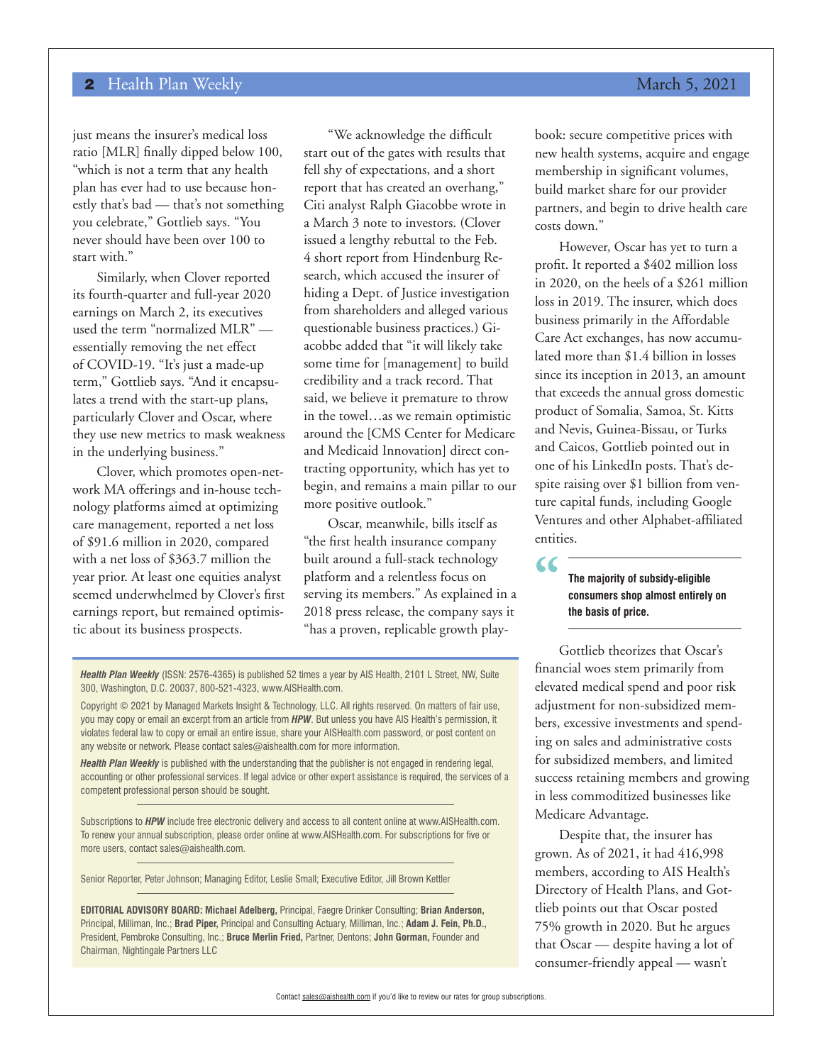just means the insurer's medical loss ratio [MLR] finally dipped below 100, "which is not a term that any health plan has ever had to use because honestly that's bad — that's not something you celebrate," Gottlieb says. "You never should have been over 100 to start with."

Similarly, when Clover reported its fourth-quarter and full-year 2020 earnings on March 2, its executives used the term "normalized MLR" — essentially removing the net effect of COVID-19. "It's just a made-up term," Gottlieb says. "And it encapsulates a trend with the start-up plans, particularly Clover and Oscar, where they use new metrics to mask weakness in the underlying business."

Clover, which promotes open-network MA offerings and in-house technology platforms aimed at optimizing care management, reported a net loss of $91.6 million in 2020, compared with a net loss of $363.7 million the year prior. At least one equities analyst seemed underwhelmed by Clover's first earnings report, but remained optimistic about its business prospects.

"We acknowledge the difficult start out of the gates with results that fell shy of expectations, and a short report that has created an overhang," Citi analyst Ralph Giacobbe wrote in a March 3 note to investors. (Clover issued a lengthy rebuttal to the Feb. 4 short report from Hindenburg Research, which accused the insurer of hiding a Dept. of Justice investigation from shareholders and alleged various questionable business practices.) Giacobbe added that "it will likely take some time for [management] to build credibility and a track record. That said, we believe it premature to throw in the towel…as we remain optimistic around the [CMS Center for Medicare and Medicaid Innovation] direct contracting opportunity, which has yet to begin, and remains a main pillar to our more positive outlook."

Oscar, meanwhile, bills itself as "the first health insurance company built around a full-stack technology platform and a relentless focus on serving its members." As explained in a 2018 press release, the company says it "has a proven, replicable growth playbook: secure competitive prices with new health systems, acquire and engage membership in significant volumes, build market share for our provider partners, and begin to drive health care costs down."

However, Oscar has yet to turn a profit. It reported a $402 million loss in 2020, on the heels of a $261 million loss in 2019. The insurer, which does business primarily in the Affordable Care Act exchanges, has now accumulated more than $1.4 billion in losses since its inception in 2013, an amount that exceeds the annual gross domestic product of Somalia, Samoa, St. Kitts and Nevis, Guinea-Bissau, or Turks and Caicos, Gottlieb pointed out in one of his LinkedIn posts. That's despite raising over $1 billion from venture capital funds, including Google Ventures and other Alphabet-affiliated entities.

> **The majority of subsidy-eligible consumers shop almost entirely on the basis of price.**

Gottlieb theorizes that Oscar's financial woes stem primarily from elevated medical spend and poor risk adjustment for non-subsidized members, excessive investments and spending on sales and administrative costs for subsidized members, and limited success retaining members and growing in less commoditized businesses like Medicare Advantage.

Despite that, the insurer has grown. As of 2021, it had 416,998 members, according to AIS Health's Directory of Health Plans, and Gottlieb points out that Oscar posted 75% growth in 2020. But he argues that Oscar — despite having a lot of consumer-friendly appeal — wasn't

---

***Health Plan Weekly*** (ISSN: 2576-4365) is published 52 times a year by AIS Health, 2101 L Street, NW, Suite 300, Washington, D.C. 20037, 800-521-4323, www.AISHealth.com.

Copyright © 2021 by Managed Markets Insight & Technology, LLC. All rights reserved. On matters of fair use, you may copy or email an excerpt from an article from ***HPW***. But unless you have AIS Health's permission, it violates federal law to copy or email an entire issue, share your AISHealth.com password, or post content on any website or network. Please contact sales@aishealth.com for more information.

***Health Plan Weekly*** is published with the understanding that the publisher is not engaged in rendering legal, accounting or other professional services. If legal advice or other expert assistance is required, the services of a competent professional person should be sought.

Subscriptions to ***HPW*** include free electronic delivery and access to all content online at www.AISHealth.com. To renew your annual subscription, please order online at www.AISHealth.com. For subscriptions for five or more users, contact sales@aishealth.com.

Senior Reporter, Peter Johnson; Managing Editor, Leslie Small; Executive Editor, Jill Brown Kettler

**EDITORIAL ADVISORY BOARD: Michael Adelberg,** Principal, Faegre Drinker Consulting; **Brian Anderson,** Principal, Milliman, Inc.; **Brad Piper,** Principal and Consulting Actuary, Milliman, Inc.; **Adam J. Fein, Ph.D.,** President, Pembroke Consulting, Inc.; **Bruce Merlin Fried,** Partner, Dentons; **John Gorman,** Founder and Chairman, Nightingale Partners LLC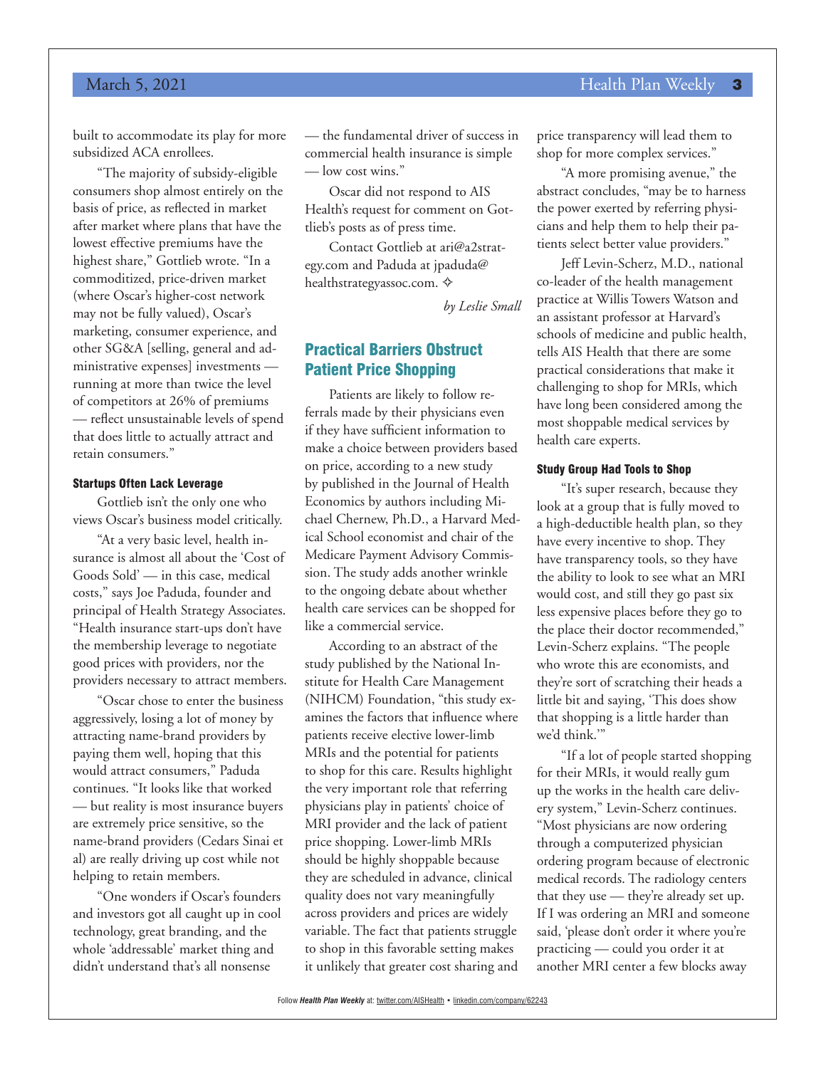built to accommodate its play for more subsidized ACA enrollees.

"The majority of subsidy-eligible consumers shop almost entirely on the basis of price, as reflected in market after market where plans that have the lowest effective premiums have the highest share," Gottlieb wrote. "In a commoditized, price-driven market (where Oscar's higher-cost network may not be fully valued), Oscar's marketing, consumer experience, and other SG&A [selling, general and administrative expenses] investments — running at more than twice the level of competitors at 26% of premiums — reflect unsustainable levels of spend that does little to actually attract and retain consumers."

#### Startups Often Lack Leverage

Gottlieb isn't the only one who views Oscar's business model critically.

"At a very basic level, health insurance is almost all about the 'Cost of Goods Sold' — in this case, medical costs," says Joe Paduda, founder and principal of Health Strategy Associates. "Health insurance start-ups don't have the membership leverage to negotiate good prices with providers, nor the providers necessary to attract members.

"Oscar chose to enter the business aggressively, losing a lot of money by attracting name-brand providers by paying them well, hoping that this would attract consumers," Paduda continues. "It looks like that worked — but reality is most insurance buyers are extremely price sensitive, so the name-brand providers (Cedars Sinai et al) are really driving up cost while not helping to retain members.

"One wonders if Oscar's founders and investors got all caught up in cool technology, great branding, and the whole 'addressable' market thing and didn't understand that's all nonsense — the fundamental driver of success in commercial health insurance is simple — low cost wins."

Oscar did not respond to AIS Health's request for comment on Gottlieb's posts as of press time.

Contact Gottlieb at ari@a2strategy.com and Paduda at jpaduda@healthstrategyassoc.com. ✧

*by Leslie Small*

## Practical Barriers Obstruct Patient Price Shopping

Patients are likely to follow referrals made by their physicians even if they have sufficient information to make a choice between providers based on price, according to a new study by published in the Journal of Health Economics by authors including Michael Chernew, Ph.D., a Harvard Medical School economist and chair of the Medicare Payment Advisory Commission. The study adds another wrinkle to the ongoing debate about whether health care services can be shopped for like a commercial service.

According to an abstract of the study published by the National Institute for Health Care Management (NIHCM) Foundation, "this study examines the factors that influence where patients receive elective lower-limb MRIs and the potential for patients to shop for this care. Results highlight the very important role that referring physicians play in patients' choice of MRI provider and the lack of patient price shopping. Lower-limb MRIs should be highly shoppable because they are scheduled in advance, clinical quality does not vary meaningfully across providers and prices are widely variable. The fact that patients struggle to shop in this favorable setting makes it unlikely that greater cost sharing and price transparency will lead them to shop for more complex services."

"A more promising avenue," the abstract concludes, "may be to harness the power exerted by referring physicians and help them to help their patients select better value providers."

Jeff Levin-Scherz, M.D., national co-leader of the health management practice at Willis Towers Watson and an assistant professor at Harvard's schools of medicine and public health, tells AIS Health that there are some practical considerations that make it challenging to shop for MRIs, which have long been considered among the most shoppable medical services by health care experts.

#### Study Group Had Tools to Shop

"It's super research, because they look at a group that is fully moved to a high-deductible health plan, so they have every incentive to shop. They have transparency tools, so they have the ability to look to see what an MRI would cost, and still they go past six less expensive places before they go to the place their doctor recommended," Levin-Scherz explains. "The people who wrote this are economists, and they're sort of scratching their heads a little bit and saying, 'This does show that shopping is a little harder than we'd think.'"

"If a lot of people started shopping for their MRIs, it would really gum up the works in the health care delivery system," Levin-Scherz continues. "Most physicians are now ordering through a computerized physician ordering program because of electronic medical records. The radiology centers that they use — they're already set up. If I was ordering an MRI and someone said, 'please don't order it where you're practicing — could you order it at another MRI center a few blocks away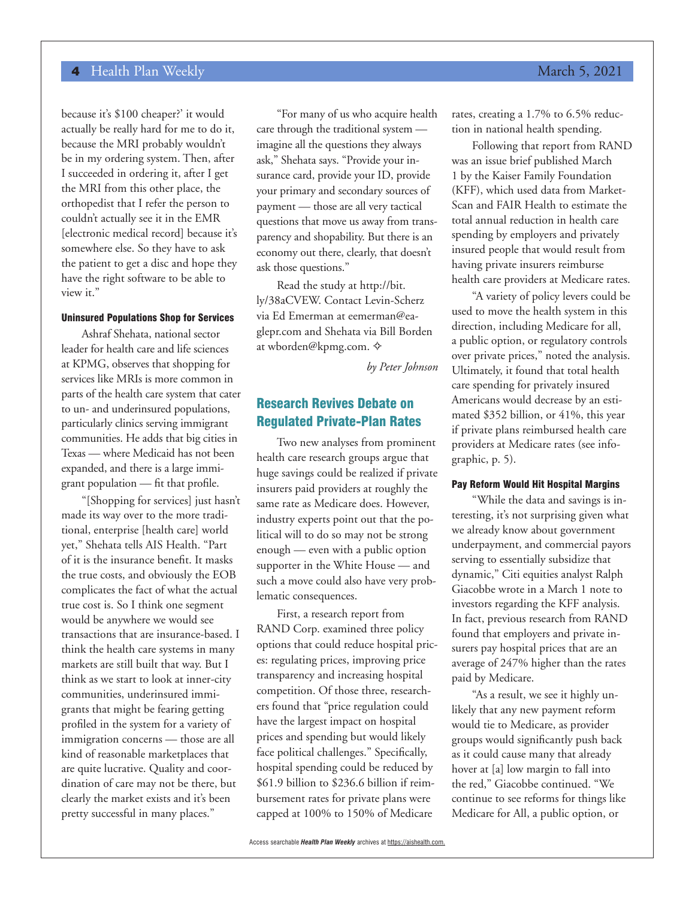because it's $100 cheaper?' it would actually be really hard for me to do it, because the MRI probably wouldn't be in my ordering system. Then, after I succeeded in ordering it, after I get the MRI from this other place, the orthopedist that I refer the person to couldn't actually see it in the EMR [electronic medical record] because it's somewhere else. So they have to ask the patient to get a disc and hope they have the right software to be able to view it."

#### Uninsured Populations Shop for Services

Ashraf Shehata, national sector leader for health care and life sciences at KPMG, observes that shopping for services like MRIs is more common in parts of the health care system that cater to un- and underinsured populations, particularly clinics serving immigrant communities. He adds that big cities in Texas — where Medicaid has not been expanded, and there is a large immigrant population — fit that profile.

"[Shopping for services] just hasn't made its way over to the more traditional, enterprise [health care] world yet," Shehata tells AIS Health. "Part of it is the insurance benefit. It masks the true costs, and obviously the EOB complicates the fact of what the actual true cost is. So I think one segment would be anywhere we would see transactions that are insurance-based. I think the health care systems in many markets are still built that way. But I think as we start to look at inner-city communities, underinsured immigrants that might be fearing getting profiled in the system for a variety of immigration concerns — those are all kind of reasonable marketplaces that are quite lucrative. Quality and coordination of care may not be there, but clearly the market exists and it's been pretty successful in many places."

"For many of us who acquire health care through the traditional system — imagine all the questions they always ask," Shehata says. "Provide your insurance card, provide your ID, provide your primary and secondary sources of payment — those are all very tactical questions that move us away from transparency and shopability. But there is an economy out there, clearly, that doesn't ask those questions."

Read the study at http://bit.ly/38aCVEW. Contact Levin-Scherz via Ed Emerman at eemerman@eaglepr.com and Shehata via Bill Borden at wborden@kpmg.com. ✧

*by Peter Johnson*

## Research Revives Debate on Regulated Private-Plan Rates

Two new analyses from prominent health care research groups argue that huge savings could be realized if private insurers paid providers at roughly the same rate as Medicare does. However, industry experts point out that the political will to do so may not be strong enough — even with a public option supporter in the White House — and such a move could also have very problematic consequences.

First, a research report from RAND Corp. examined three policy options that could reduce hospital prices: regulating prices, improving price transparency and increasing hospital competition. Of those three, researchers found that "price regulation could have the largest impact on hospital prices and spending but would likely face political challenges." Specifically, hospital spending could be reduced by $61.9 billion to $236.6 billion if reimbursement rates for private plans were capped at 100% to 150% of Medicare rates, creating a 1.7% to 6.5% reduction in national health spending.

Following that report from RAND was an issue brief published March 1 by the Kaiser Family Foundation (KFF), which used data from MarketScan and FAIR Health to estimate the total annual reduction in health care spending by employers and privately insured people that would result from having private insurers reimburse health care providers at Medicare rates.

"A variety of policy levers could be used to move the health system in this direction, including Medicare for all, a public option, or regulatory controls over private prices," noted the analysis. Ultimately, it found that total health care spending for privately insured Americans would decrease by an estimated $352 billion, or 41%, this year if private plans reimbursed health care providers at Medicare rates (see infographic, p. 5).

#### Pay Reform Would Hit Hospital Margins

"While the data and savings is interesting, it's not surprising given what we already know about government underpayment, and commercial payors serving to essentially subsidize that dynamic," Citi equities analyst Ralph Giacobbe wrote in a March 1 note to investors regarding the KFF analysis. In fact, previous research from RAND found that employers and private insurers pay hospital prices that are an average of 247% higher than the rates paid by Medicare.

"As a result, we see it highly unlikely that any new payment reform would tie to Medicare, as provider groups would significantly push back as it could cause many that already hover at [a] low margin to fall into the red," Giacobbe continued. "We continue to see reforms for things like Medicare for All, a public option, or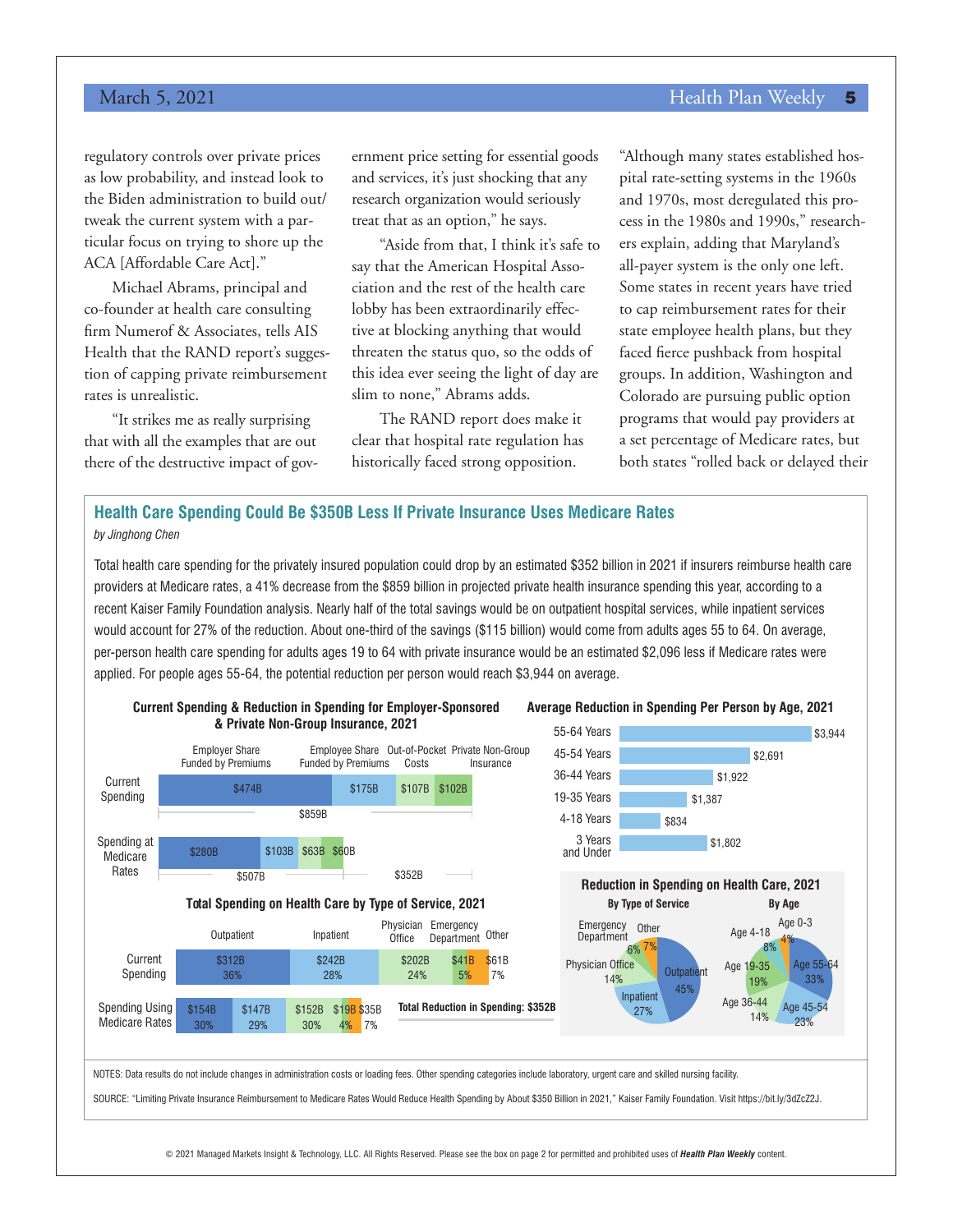regulatory controls over private prices as low probability, and instead look to the Biden administration to build out/tweak the current system with a particular focus on trying to shore up the ACA [Affordable Care Act]."

Michael Abrams, principal and co-founder at health care consulting firm Numerof & Associates, tells AIS Health that the RAND report's suggestion of capping private reimbursement rates is unrealistic.

"It strikes me as really surprising that with all the examples that are out there of the destructive impact of government price setting for essential goods and services, it's just shocking that any research organization would seriously treat that as an option," he says.

"Aside from that, I think it's safe to say that the American Hospital Association and the rest of the health care lobby has been extraordinarily effective at blocking anything that would threaten the status quo, so the odds of this idea ever seeing the light of day are slim to none," Abrams adds.

The RAND report does make it clear that hospital rate regulation has historically faced strong opposition.

"Although many states established hospital rate-setting systems in the 1960s and 1970s, most deregulated this process in the 1980s and 1990s," researchers explain, adding that Maryland's all-payer system is the only one left. Some states in recent years have tried to cap reimbursement rates for their state employee health plans, but they faced fierce pushback from hospital groups. In addition, Washington and Colorado are pursuing public option programs that would pay providers at a set percentage of Medicare rates, but both states "rolled back or delayed their

## Health Care Spending Could Be $350B Less If Private Insurance Uses Medicare Rates

*by Jinghong Chen*

Total health care spending for the privately insured population could drop by an estimated $352 billion in 2021 if insurers reimburse health care providers at Medicare rates, a 41% decrease from the $859 billion in projected private health insurance spending this year, according to a recent Kaiser Family Foundation analysis. Nearly half of the total savings would be on outpatient hospital services, while inpatient services would account for 27% of the reduction. About one-third of the savings ($115 billion) would come from adults ages 55 to 64. On average, per-person health care spending for adults ages 19 to 64 with private insurance would be an estimated $2,096 less if Medicare rates were applied. For people ages 55-64, the potential reduction per person would reach $3,944 on average.

**Current Spending & Reduction in Spending for Employer-Sponsored & Private Non-Group Insurance, 2021**

| | Employer Share Funded by Premiums | Employee Share Funded by Premiums | Out-of-Pocket Costs | Private Non-Group Insurance | Total |
|---|---|---|---|---|---|
| Current Spending | $474B | $175B | $107B | $102B | $859B |
| Spending at Medicare Rates | $280B | $103B | $63B | $60B | $507B |

Reduction: $352B

**Total Spending on Health Care by Type of Service, 2021**

| | Outpatient | Inpatient | Physician Office | Emergency Department | Other |
|---|---|---|---|---|---|
| Current Spending | $312B (36%) | $242B (28%) | $202B (24%) | $41B (5%) | $61B (7%) |
| Spending Using Medicare Rates | $154B (30%) | $147B (29%) | $152B (30%) | $19B (4%) | $35B (7%) |

Total Reduction in Spending: $352B

**Average Reduction in Spending Per Person by Age, 2021**

| Age | Reduction |
|---|---|
| 55-64 Years | $3,944 |
| 45-54 Years | $2,691 |
| 36-44 Years | $1,922 |
| 19-35 Years | $1,387 |
| 4-18 Years | $834 |
| 3 Years and Under | $1,802 |

**Reduction in Spending on Health Care, 2021**

*By Type of Service*

| Type of Service | Share |
|---|---|
| Outpatient | 45% |
| Inpatient | 27% |
| Physician Office | 14% |
| Emergency Department | 6% |
| Other | 7% |

*By Age*

| Age | Share |
|---|---|
| Age 55-64 | 33% |
| Age 45-54 | 23% |
| Age 36-44 | 14% |
| Age 19-35 | 19% |
| Age 4-18 | 8% |
| Age 0-3 | 4% |

NOTES: Data results do not include changes in administration costs or loading fees. Other spending categories include laboratory, urgent care and skilled nursing facility.

SOURCE: "Limiting Private Insurance Reimbursement to Medicare Rates Would Reduce Health Spending by About $350 Billion in 2021," Kaiser Family Foundation. Visit https://bit.ly/3dZcZ2J.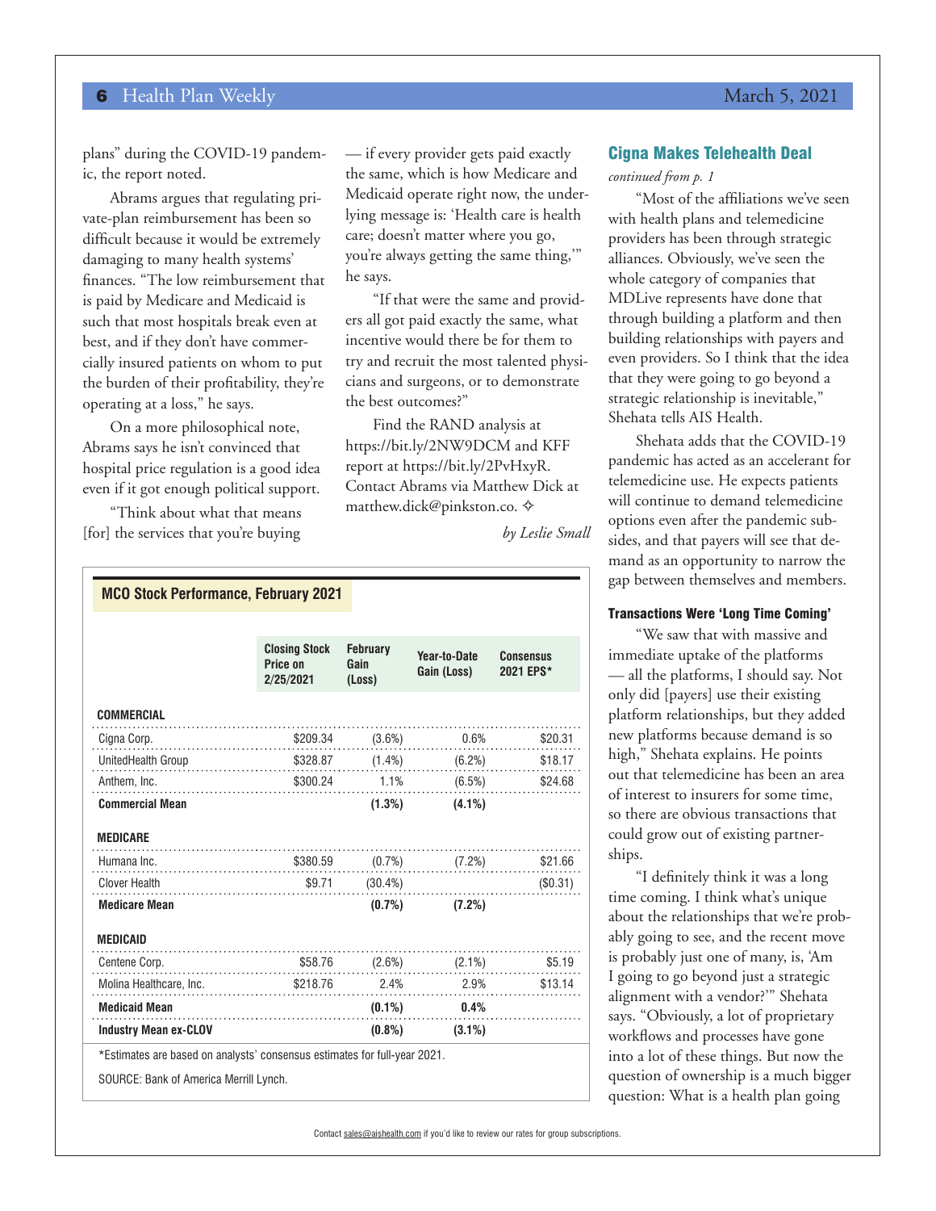plans" during the COVID-19 pandemic, the report noted.

Abrams argues that regulating private-plan reimbursement has been so difficult because it would be extremely damaging to many health systems' finances. "The low reimbursement that is paid by Medicare and Medicaid is such that most hospitals break even at best, and if they don't have commercially insured patients on whom to put the burden of their profitability, they're operating at a loss," he says.

On a more philosophical note, Abrams says he isn't convinced that hospital price regulation is a good idea even if it got enough political support.

"Think about what that means [for] the services that you're buying — if every provider gets paid exactly the same, which is how Medicare and Medicaid operate right now, the underlying message is: 'Health care is health care; doesn't matter where you go, you're always getting the same thing,'" he says.

"If that were the same and providers all got paid exactly the same, what incentive would there be for them to try and recruit the most talented physicians and surgeons, or to demonstrate the best outcomes?"

Find the RAND analysis at https://bit.ly/2NW9DCM and KFF report at https://bit.ly/2PvHxyR. Contact Abrams via Matthew Dick at matthew.dick@pinkston.co. ✧

*by Leslie Small*

**MCO Stock Performance, February 2021**

| | Closing Stock Price on 2/25/2021 | February Gain (Loss) | Year-to-Date Gain (Loss) | Consensus 2021 EPS* |
|---|---|---|---|---|
| **COMMERCIAL** | | | | |
| Cigna Corp. | $209.34 | (3.6%) | 0.6% | $20.31 |
| UnitedHealth Group | $328.87 | (1.4%) | (6.2%) | $18.17 |
| Anthem, Inc. | $300.24 | 1.1% | (6.5%) | $24.68 |
| **Commercial Mean** | | **(1.3%)** | **(4.1%)** | |
| **MEDICARE** | | | | |
| Humana Inc. | $380.59 | (0.7%) | (7.2%) | $21.66 |
| Clover Health | $9.71 | (30.4%) | | ($0.31) |
| **Medicare Mean** | | **(0.7%)** | **(7.2%)** | |
| **MEDICAID** | | | | |
| Centene Corp. | $58.76 | (2.6%) | (2.1%) | $5.19 |
| Molina Healthcare, Inc. | $218.76 | 2.4% | 2.9% | $13.14 |
| **Medicaid Mean** | | **(0.1%)** | **0.4%** | |
| **Industry Mean ex-CLOV** | | **(0.8%)** | **(3.1%)** | |

*Estimates are based on analysts' consensus estimates for full-year 2021.

SOURCE: Bank of America Merrill Lynch.

## Cigna Makes Telehealth Deal

*continued from p. 1*

"Most of the affiliations we've seen with health plans and telemedicine providers has been through strategic alliances. Obviously, we've seen the whole category of companies that MDLive represents have done that through building a platform and then building relationships with payers and even providers. So I think that the idea that they were going to go beyond a strategic relationship is inevitable," Shehata tells AIS Health.

Shehata adds that the COVID-19 pandemic has acted as an accelerant for telemedicine use. He expects patients will continue to demand telemedicine options even after the pandemic subsides, and that payers will see that demand as an opportunity to narrow the gap between themselves and members.

### Transactions Were 'Long Time Coming'

"We saw that with massive and immediate uptake of the platforms — all the platforms, I should say. Not only did [payers] use their existing platform relationships, but they added new platforms because demand is so high," Shehata explains. He points out that telemedicine has been an area of interest to insurers for some time, so there are obvious transactions that could grow out of existing partnerships.

"I definitely think it was a long time coming. I think what's unique about the relationships that we're probably going to see, and the recent move is probably just one of many, is, 'Am I going to go beyond just a strategic alignment with a vendor?'" Shehata says. "Obviously, a lot of proprietary workflows and processes have gone into a lot of these things. But now the question of ownership is a much bigger question: What is a health plan going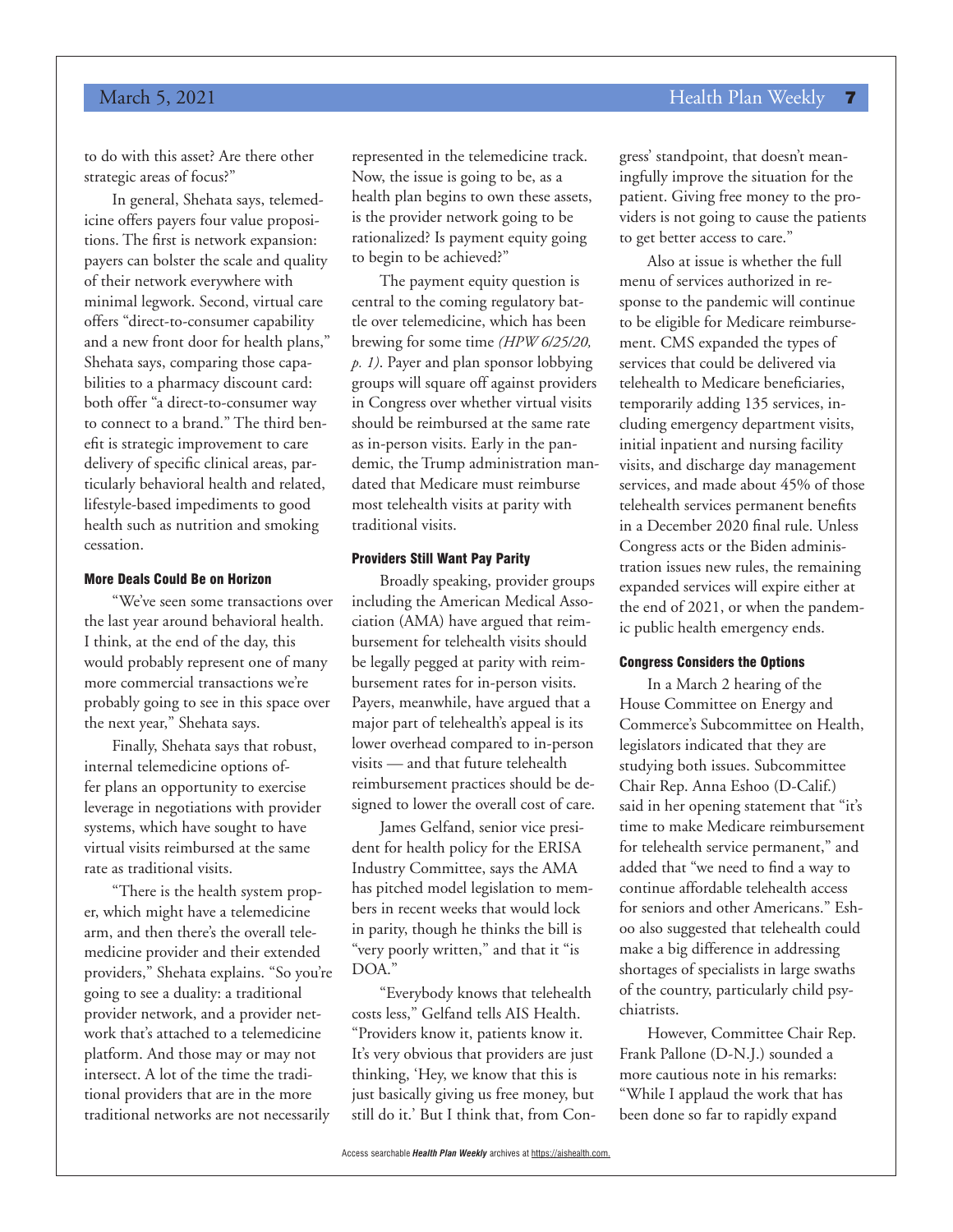to do with this asset? Are there other strategic areas of focus?"

In general, Shehata says, telemedicine offers payers four value propositions. The first is network expansion: payers can bolster the scale and quality of their network everywhere with minimal legwork. Second, virtual care offers "direct-to-consumer capability and a new front door for health plans," Shehata says, comparing those capabilities to a pharmacy discount card: both offer "a direct-to-consumer way to connect to a brand." The third benefit is strategic improvement to care delivery of specific clinical areas, particularly behavioral health and related, lifestyle-based impediments to good health such as nutrition and smoking cessation.

### More Deals Could Be on Horizon

"We've seen some transactions over the last year around behavioral health. I think, at the end of the day, this would probably represent one of many more commercial transactions we're probably going to see in this space over the next year," Shehata says.

Finally, Shehata says that robust, internal telemedicine options offer plans an opportunity to exercise leverage in negotiations with provider systems, which have sought to have virtual visits reimbursed at the same rate as traditional visits.

"There is the health system proper, which might have a telemedicine arm, and then there's the overall telemedicine provider and their extended providers," Shehata explains. "So you're going to see a duality: a traditional provider network, and a provider network that's attached to a telemedicine platform. And those may or may not intersect. A lot of the time the traditional providers that are in the more traditional networks are not necessarily represented in the telemedicine track. Now, the issue is going to be, as a health plan begins to own these assets, is the provider network going to be rationalized? Is payment equity going to begin to be achieved?"

The payment equity question is central to the coming regulatory battle over telemedicine, which has been brewing for some time *(HPW 6/25/20, p. 1)*. Payer and plan sponsor lobbying groups will square off against providers in Congress over whether virtual visits should be reimbursed at the same rate as in-person visits. Early in the pandemic, the Trump administration mandated that Medicare must reimburse most telehealth visits at parity with traditional visits.

### Providers Still Want Pay Parity

Broadly speaking, provider groups including the American Medical Association (AMA) have argued that reimbursement for telehealth visits should be legally pegged at parity with reimbursement rates for in-person visits. Payers, meanwhile, have argued that a major part of telehealth's appeal is its lower overhead compared to in-person visits — and that future telehealth reimbursement practices should be designed to lower the overall cost of care.

James Gelfand, senior vice president for health policy for the ERISA Industry Committee, says the AMA has pitched model legislation to members in recent weeks that would lock in parity, though he thinks the bill is "very poorly written," and that it "is DOA."

"Everybody knows that telehealth costs less," Gelfand tells AIS Health. "Providers know it, patients know it. It's very obvious that providers are just thinking, 'Hey, we know that this is just basically giving us free money, but still do it.' But I think that, from Congress' standpoint, that doesn't meaningfully improve the situation for the patient. Giving free money to the providers is not going to cause the patients to get better access to care."

Also at issue is whether the full menu of services authorized in response to the pandemic will continue to be eligible for Medicare reimbursement. CMS expanded the types of services that could be delivered via telehealth to Medicare beneficiaries, temporarily adding 135 services, including emergency department visits, initial inpatient and nursing facility visits, and discharge day management services, and made about 45% of those telehealth services permanent benefits in a December 2020 final rule. Unless Congress acts or the Biden administration issues new rules, the remaining expanded services will expire either at the end of 2021, or when the pandemic public health emergency ends.

### Congress Considers the Options

In a March 2 hearing of the House Committee on Energy and Commerce's Subcommittee on Health, legislators indicated that they are studying both issues. Subcommittee Chair Rep. Anna Eshoo (D-Calif.) said in her opening statement that "it's time to make Medicare reimbursement for telehealth service permanent," and added that "we need to find a way to continue affordable telehealth access for seniors and other Americans." Eshoo also suggested that telehealth could make a big difference in addressing shortages of specialists in large swaths of the country, particularly child psychiatrists.

However, Committee Chair Rep. Frank Pallone (D-N.J.) sounded a more cautious note in his remarks: "While I applaud the work that has been done so far to rapidly expand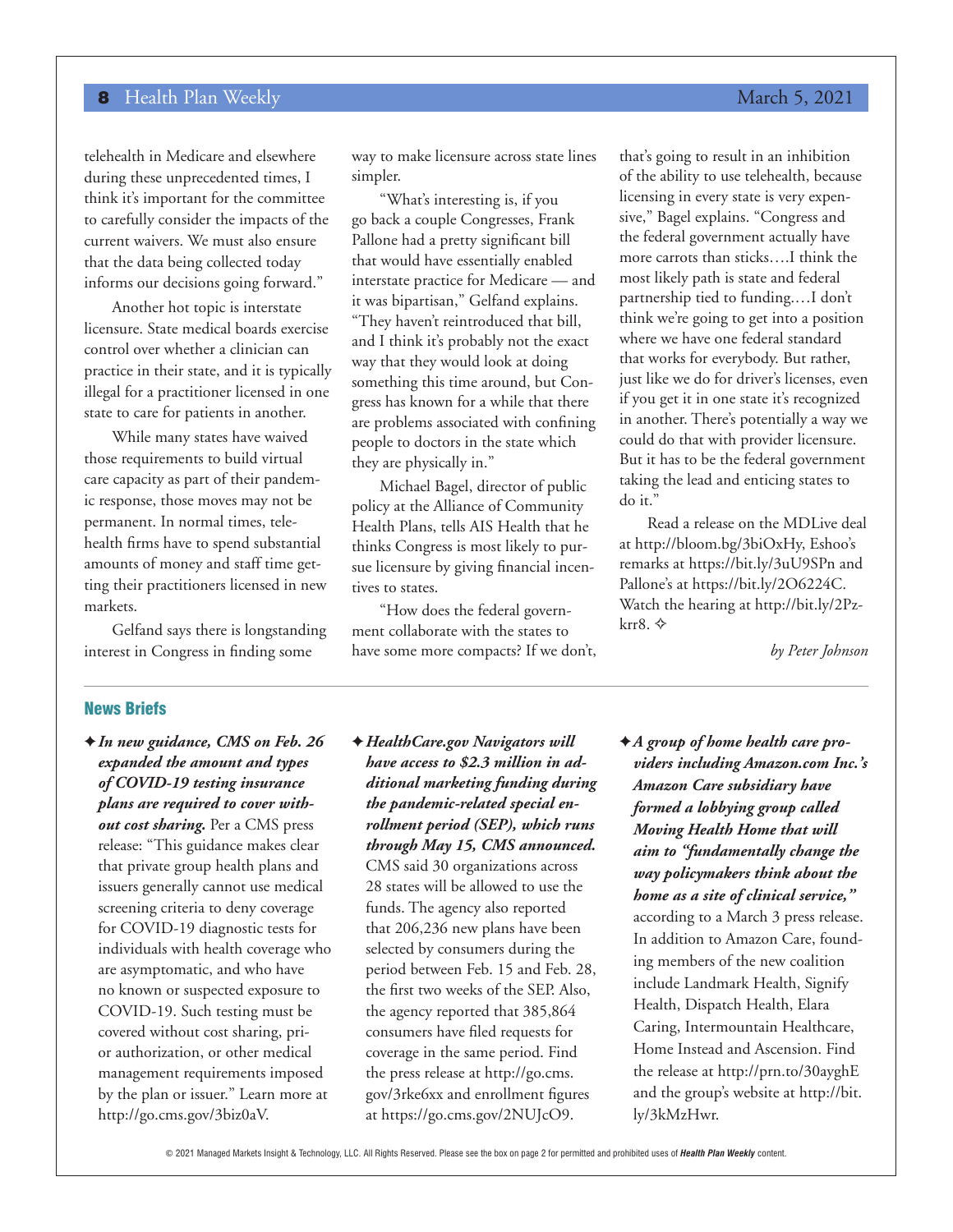telehealth in Medicare and elsewhere during these unprecedented times, I think it's important for the committee to carefully consider the impacts of the current waivers. We must also ensure that the data being collected today informs our decisions going forward."

Another hot topic is interstate licensure. State medical boards exercise control over whether a clinician can practice in their state, and it is typically illegal for a practitioner licensed in one state to care for patients in another.

While many states have waived those requirements to build virtual care capacity as part of their pandemic response, those moves may not be permanent. In normal times, telehealth firms have to spend substantial amounts of money and staff time getting their practitioners licensed in new markets.

Gelfand says there is longstanding interest in Congress in finding some way to make licensure across state lines simpler.

"What's interesting is, if you go back a couple Congresses, Frank Pallone had a pretty significant bill that would have essentially enabled interstate practice for Medicare — and it was bipartisan," Gelfand explains. "They haven't reintroduced that bill, and I think it's probably not the exact way that they would look at doing something this time around, but Congress has known for a while that there are problems associated with confining people to doctors in the state which they are physically in."

Michael Bagel, director of public policy at the Alliance of Community Health Plans, tells AIS Health that he thinks Congress is most likely to pursue licensure by giving financial incentives to states.

"How does the federal government collaborate with the states to have some more compacts? If we don't, that's going to result in an inhibition of the ability to use telehealth, because licensing in every state is very expensive," Bagel explains. "Congress and the federal government actually have more carrots than sticks….I think the most likely path is state and federal partnership tied to funding.…I don't think we're going to get into a position where we have one federal standard that works for everybody. But rather, just like we do for driver's licenses, even if you get it in one state it's recognized in another. There's potentially a way we could do that with provider licensure. But it has to be the federal government taking the lead and enticing states to do it."

Read a release on the MDLive deal at http://bloom.bg/3biOxHy, Eshoo's remarks at https://bit.ly/3uU9SPn and Pallone's at https://bit.ly/2O6224C. Watch the hearing at http://bit.ly/2Pzkrr8. ✧

*by Peter Johnson*

## News Briefs

✦ ***In new guidance, CMS on Feb. 26 expanded the amount and types of COVID-19 testing insurance plans are required to cover without cost sharing.*** Per a CMS press release: "This guidance makes clear that private group health plans and issuers generally cannot use medical screening criteria to deny coverage for COVID-19 diagnostic tests for individuals with health coverage who are asymptomatic, and who have no known or suspected exposure to COVID-19. Such testing must be covered without cost sharing, prior authorization, or other medical management requirements imposed by the plan or issuer." Learn more at http://go.cms.gov/3biz0aV.

✦ ***HealthCare.gov Navigators will have access to $2.3 million in additional marketing funding during the pandemic-related special enrollment period (SEP), which runs through May 15, CMS announced.*** CMS said 30 organizations across 28 states will be allowed to use the funds. The agency also reported that 206,236 new plans have been selected by consumers during the period between Feb. 15 and Feb. 28, the first two weeks of the SEP. Also, the agency reported that 385,864 consumers have filed requests for coverage in the same period. Find the press release at http://go.cms.gov/3rke6xx and enrollment figures at https://go.cms.gov/2NUJcO9.

✦ ***A group of home health care providers including Amazon.com Inc.'s Amazon Care subsidiary have formed a lobbying group called Moving Health Home that will aim to "fundamentally change the way policymakers think about the home as a site of clinical service,"*** according to a March 3 press release. In addition to Amazon Care, founding members of the new coalition include Landmark Health, Signify Health, Dispatch Health, Elara Caring, Intermountain Healthcare, Home Instead and Ascension. Find the release at http://prn.to/30ayghE and the group's website at http://bit.ly/3kMzHwr.